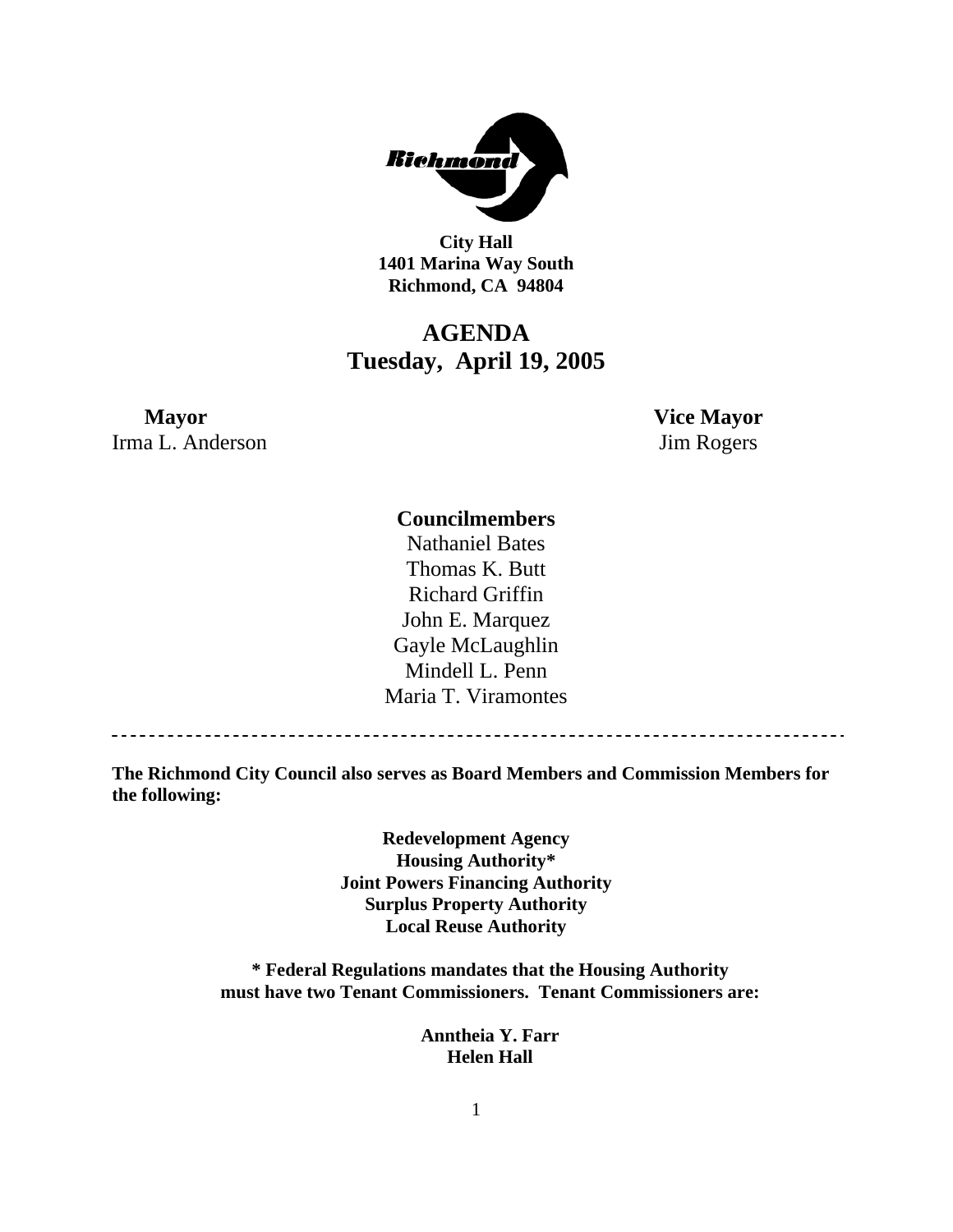**City Hall**
**1401 Marina Way South**
**Richmond, CA 94804**

# AGENDA
## Tuesday, April 19, 2005

**Mayor**
Irma L. Anderson

**Vice Mayor**
Jim Rogers

**Councilmembers**
Nathaniel Bates
Thomas K. Butt
Richard Griffin
John E. Marquez
Gayle McLaughlin
Mindell L. Penn
Maria T. Viramontes

---

**The Richmond City Council also serves as Board Members and Commission Members for the following:**

**Redevelopment Agency**
**Housing Authority***
**Joint Powers Financing Authority**
**Surplus Property Authority**
**Local Reuse Authority**

**\* Federal Regulations mandates that the Housing Authority must have two Tenant Commissioners. Tenant Commissioners are:**

**Anntheia Y. Farr**
**Helen Hall**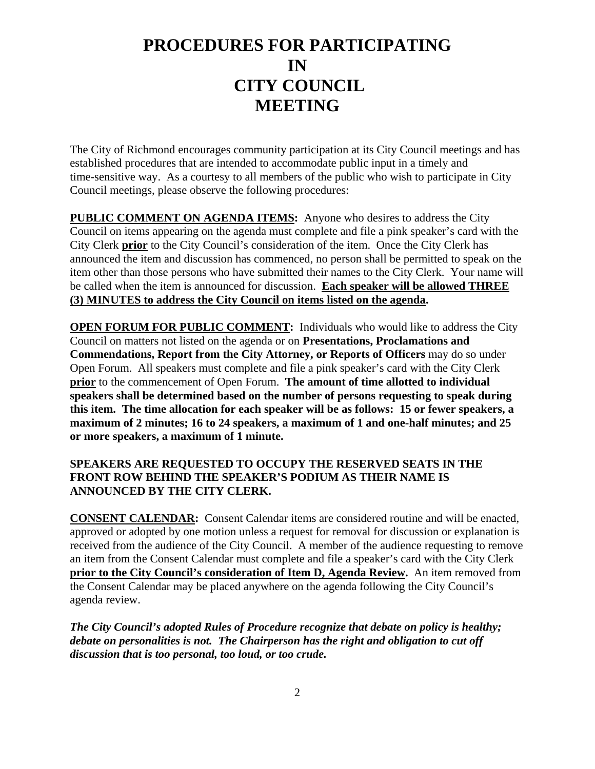# PROCEDURES FOR PARTICIPATING IN CITY COUNCIL MEETING

The City of Richmond encourages community participation at its City Council meetings and has established procedures that are intended to accommodate public input in a timely and time-sensitive way. As a courtesy to all members of the public who wish to participate in City Council meetings, please observe the following procedures:

**PUBLIC COMMENT ON AGENDA ITEMS:** Anyone who desires to address the City Council on items appearing on the agenda must complete and file a pink speaker's card with the City Clerk **prior** to the City Council's consideration of the item. Once the City Clerk has announced the item and discussion has commenced, no person shall be permitted to speak on the item other than those persons who have submitted their names to the City Clerk. Your name will be called when the item is announced for discussion. **Each speaker will be allowed THREE (3) MINUTES to address the City Council on items listed on the agenda.**

**OPEN FORUM FOR PUBLIC COMMENT:** Individuals who would like to address the City Council on matters not listed on the agenda or on **Presentations, Proclamations and Commendations, Report from the City Attorney, or Reports of Officers** may do so under Open Forum. All speakers must complete and file a pink speaker's card with the City Clerk **prior** to the commencement of Open Forum. **The amount of time allotted to individual speakers shall be determined based on the number of persons requesting to speak during this item. The time allocation for each speaker will be as follows: 15 or fewer speakers, a maximum of 2 minutes; 16 to 24 speakers, a maximum of 1 and one-half minutes; and 25 or more speakers, a maximum of 1 minute.**

**SPEAKERS ARE REQUESTED TO OCCUPY THE RESERVED SEATS IN THE FRONT ROW BEHIND THE SPEAKER'S PODIUM AS THEIR NAME IS ANNOUNCED BY THE CITY CLERK.**

**CONSENT CALENDAR:** Consent Calendar items are considered routine and will be enacted, approved or adopted by one motion unless a request for removal for discussion or explanation is received from the audience of the City Council. A member of the audience requesting to remove an item from the Consent Calendar must complete and file a speaker's card with the City Clerk **prior to the City Council's consideration of Item D, Agenda Review.** An item removed from the Consent Calendar may be placed anywhere on the agenda following the City Council's agenda review.

***The City Council's adopted Rules of Procedure recognize that debate on policy is healthy; debate on personalities is not. The Chairperson has the right and obligation to cut off discussion that is too personal, too loud, or too crude.***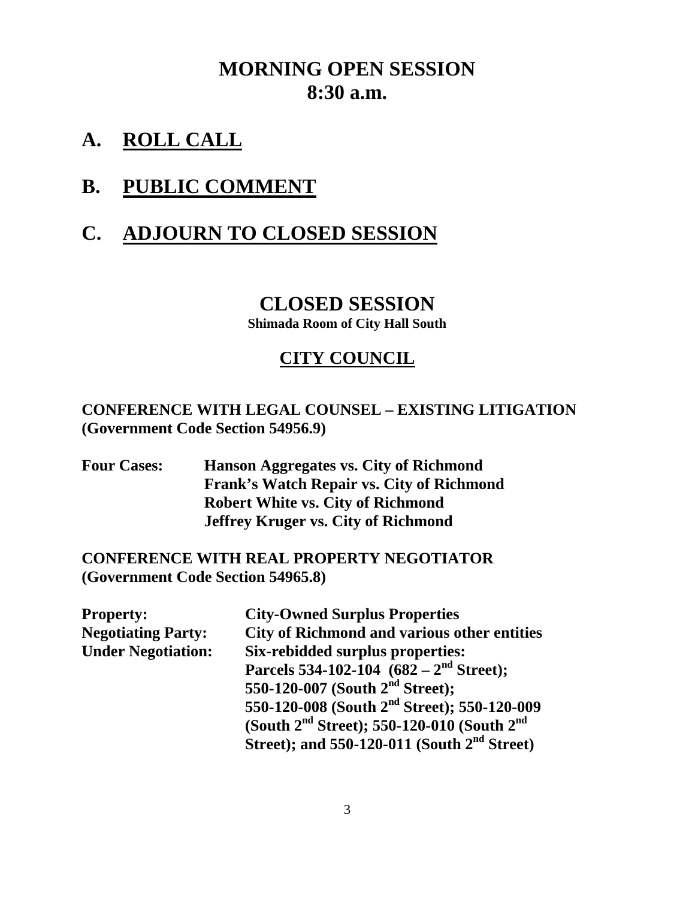# MORNING OPEN SESSION
# 8:30 a.m.

## A. ROLL CALL

## B. PUBLIC COMMENT

## C. ADJOURN TO CLOSED SESSION

# CLOSED SESSION

**Shimada Room of City Hall South**

## CITY COUNCIL

**CONFERENCE WITH LEGAL COUNSEL – EXISTING LITIGATION (Government Code Section 54956.9)**

| | |
|---|---|
| **Four Cases:** | **Hanson Aggregates vs. City of Richmond** |
| | **Frank's Watch Repair vs. City of Richmond** |
| | **Robert White vs. City of Richmond** |
| | **Jeffrey Kruger vs. City of Richmond** |

**CONFERENCE WITH REAL PROPERTY NEGOTIATOR (Government Code Section 54965.8)**

| | |
|---|---|
| **Property:** | **City-Owned Surplus Properties** |
| **Negotiating Party:** | **City of Richmond and various other entities** |
| **Under Negotiation:** | **Six-rebidded surplus properties: Parcels 534-102-104 (682 – 2nd Street); 550-120-007 (South 2nd Street); 550-120-008 (South 2nd Street); 550-120-009 (South 2nd Street); 550-120-010 (South 2nd Street); and 550-120-011 (South 2nd Street)** |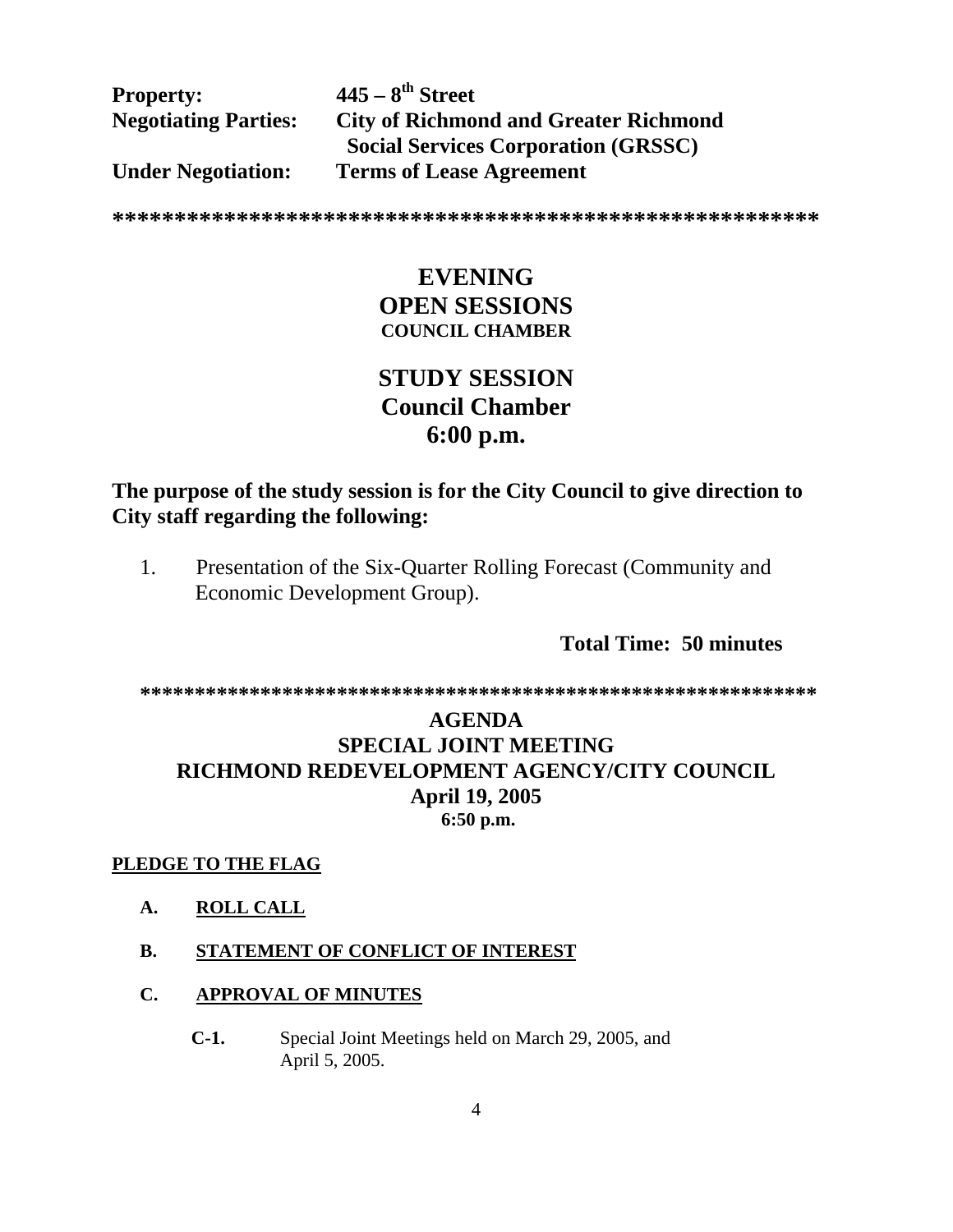**Property:** 445 – 8th Street
**Negotiating Parties:** City of Richmond and Greater Richmond Social Services Corporation (GRSSC)
**Under Negotiation:** Terms of Lease Agreement

*******************************************************

# EVENING OPEN SESSIONS

**COUNCIL CHAMBER**

# STUDY SESSION

## Council Chamber

## 6:00 p.m.

**The purpose of the study session is for the City Council to give direction to City staff regarding the following:**

1. Presentation of the Six-Quarter Rolling Forecast (Community and Economic Development Group).

**Total Time: 50 minutes**

*******************************************************

# AGENDA

## SPECIAL JOINT MEETING

## RICHMOND REDEVELOPMENT AGENCY/CITY COUNCIL

## April 19, 2005

**6:50 p.m.**

**PLEDGE TO THE FLAG**

**A. ROLL CALL**

**B. STATEMENT OF CONFLICT OF INTEREST**

**C. APPROVAL OF MINUTES**

**C-1.** Special Joint Meetings held on March 29, 2005, and April 5, 2005.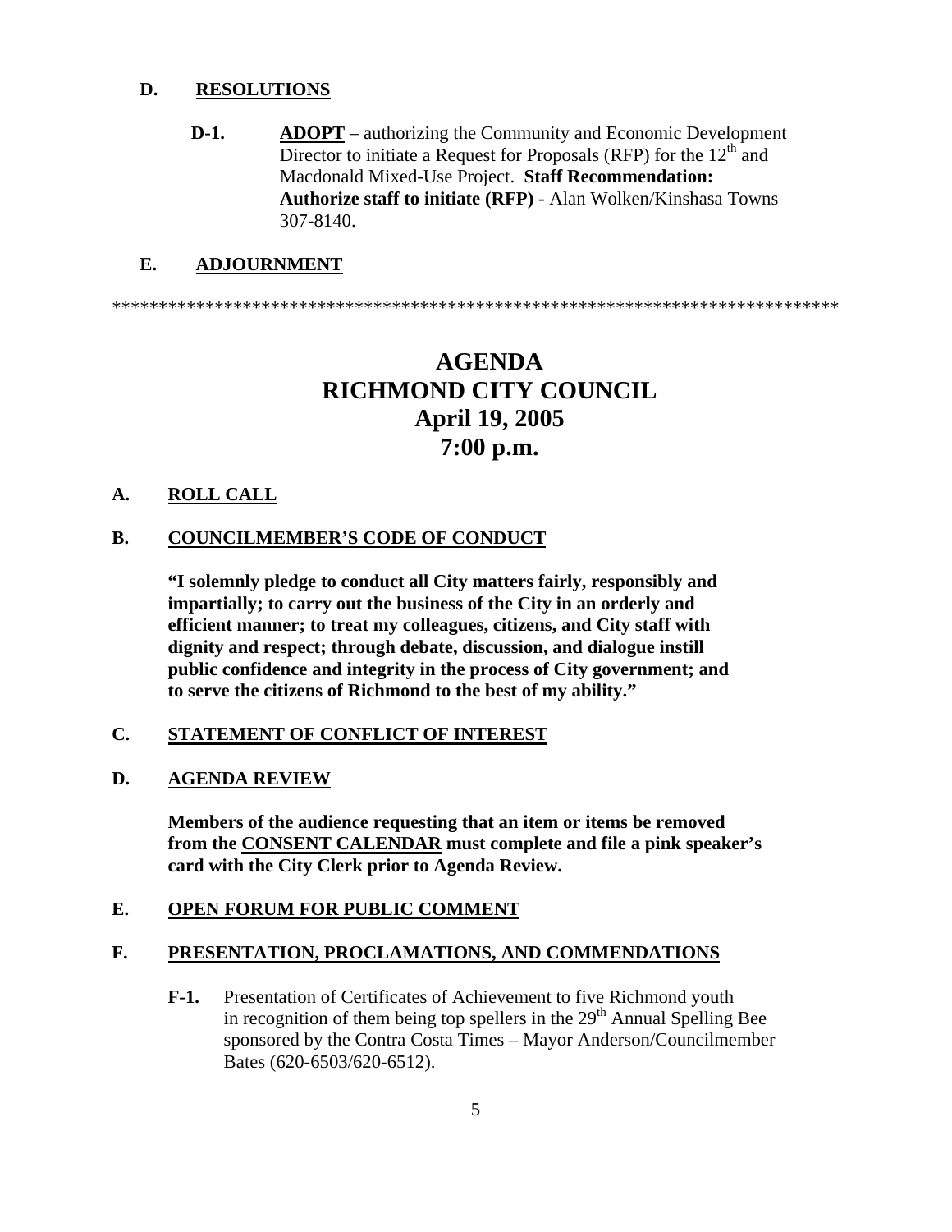## D. RESOLUTIONS

**D-1.** **ADOPT** – authorizing the Community and Economic Development Director to initiate a Request for Proposals (RFP) for the 12th and Macdonald Mixed-Use Project. **Staff Recommendation: Authorize staff to initiate (RFP)** - Alan Wolken/Kinshasa Towns 307-8140.

## E. ADJOURNMENT

*******************************************************************************

# AGENDA
# RICHMOND CITY COUNCIL
# April 19, 2005
# 7:00 p.m.

## A. ROLL CALL

## B. COUNCILMEMBER'S CODE OF CONDUCT

**"I solemnly pledge to conduct all City matters fairly, responsibly and impartially; to carry out the business of the City in an orderly and efficient manner; to treat my colleagues, citizens, and City staff with dignity and respect; through debate, discussion, and dialogue instill public confidence and integrity in the process of City government; and to serve the citizens of Richmond to the best of my ability."**

## C. STATEMENT OF CONFLICT OF INTEREST

## D. AGENDA REVIEW

**Members of the audience requesting that an item or items be removed from the CONSENT CALENDAR must complete and file a pink speaker's card with the City Clerk prior to Agenda Review.**

## E. OPEN FORUM FOR PUBLIC COMMENT

## F. PRESENTATION, PROCLAMATIONS, AND COMMENDATIONS

**F-1.** Presentation of Certificates of Achievement to five Richmond youth in recognition of them being top spellers in the 29th Annual Spelling Bee sponsored by the Contra Costa Times – Mayor Anderson/Councilmember Bates (620-6503/620-6512).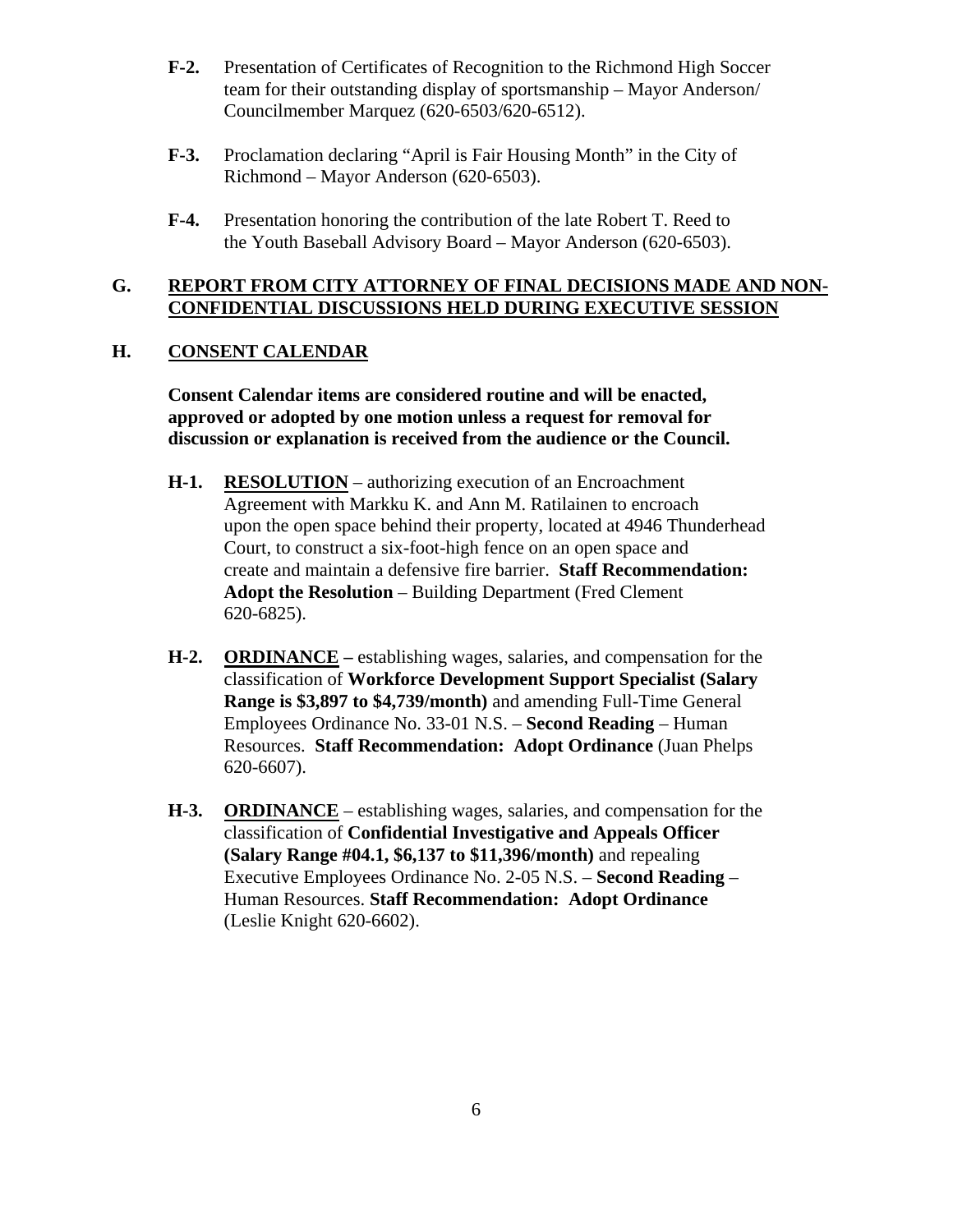**F-2.** Presentation of Certificates of Recognition to the Richmond High Soccer team for their outstanding display of sportsmanship – Mayor Anderson/ Councilmember Marquez (620-6503/620-6512).

**F-3.** Proclamation declaring "April is Fair Housing Month" in the City of Richmond – Mayor Anderson (620-6503).

**F-4.** Presentation honoring the contribution of the late Robert T. Reed to the Youth Baseball Advisory Board – Mayor Anderson (620-6503).

## G. REPORT FROM CITY ATTORNEY OF FINAL DECISIONS MADE AND NON-CONFIDENTIAL DISCUSSIONS HELD DURING EXECUTIVE SESSION

## H. CONSENT CALENDAR

**Consent Calendar items are considered routine and will be enacted, approved or adopted by one motion unless a request for removal for discussion or explanation is received from the audience or the Council.**

**H-1.** **RESOLUTION** – authorizing execution of an Encroachment Agreement with Markku K. and Ann M. Ratilainen to encroach upon the open space behind their property, located at 4946 Thunderhead Court, to construct a six-foot-high fence on an open space and create and maintain a defensive fire barrier. **Staff Recommendation: Adopt the Resolution** – Building Department (Fred Clement 620-6825).

**H-2.** **ORDINANCE –** establishing wages, salaries, and compensation for the classification of **Workforce Development Support Specialist (Salary Range is $3,897 to $4,739/month)** and amending Full-Time General Employees Ordinance No. 33-01 N.S. – **Second Reading** – Human Resources. **Staff Recommendation: Adopt Ordinance** (Juan Phelps 620-6607).

**H-3.** **ORDINANCE** – establishing wages, salaries, and compensation for the classification of **Confidential Investigative and Appeals Officer (Salary Range #04.1, $6,137 to $11,396/month)** and repealing Executive Employees Ordinance No. 2-05 N.S. – **Second Reading** – Human Resources. **Staff Recommendation: Adopt Ordinance** (Leslie Knight 620-6602).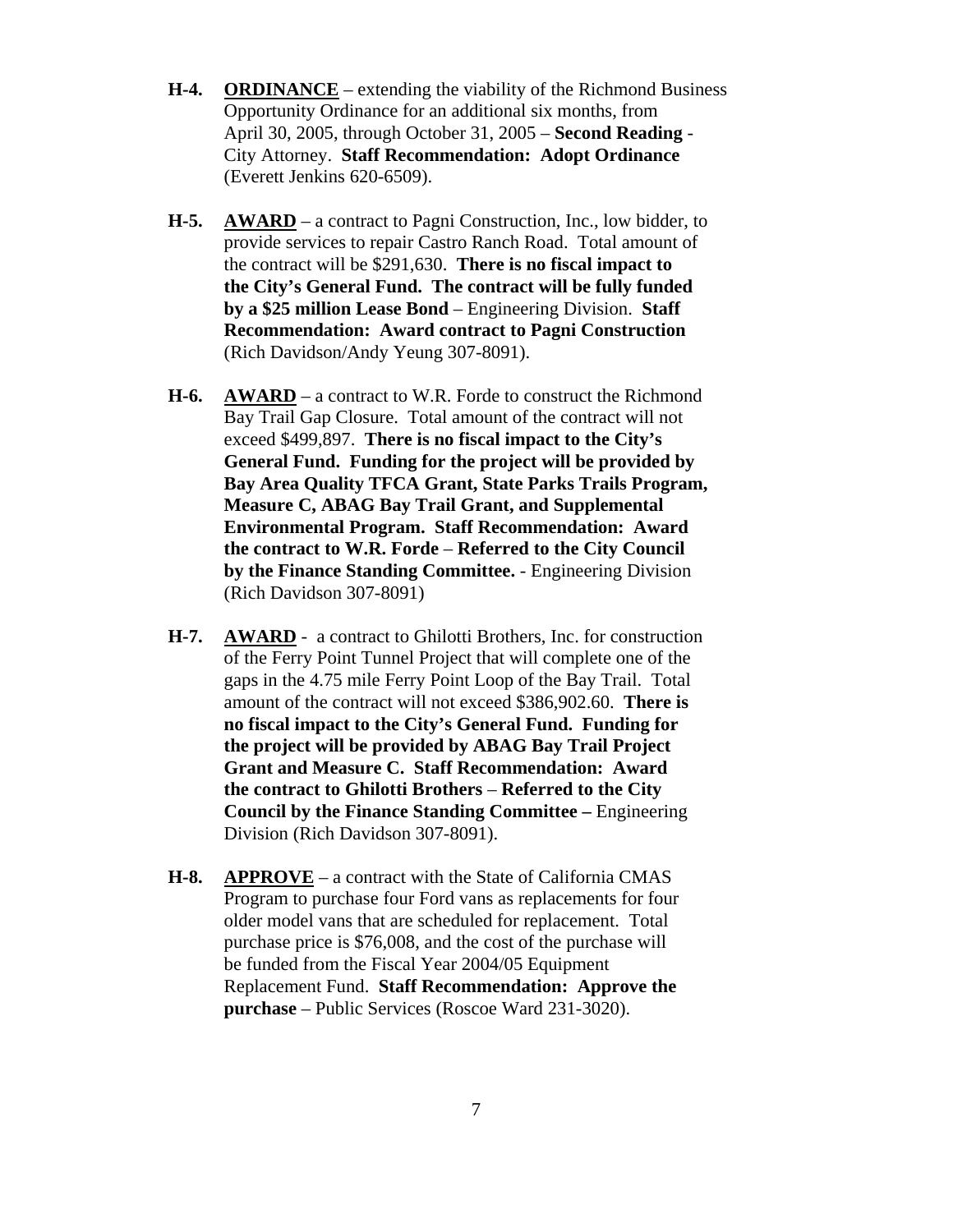**H-4.** **<u>ORDINANCE</u>** – extending the viability of the Richmond Business Opportunity Ordinance for an additional six months, from April 30, 2005, through October 31, 2005 – **Second Reading** - City Attorney. **Staff Recommendation: Adopt Ordinance** (Everett Jenkins 620-6509).

**H-5.** **<u>AWARD</u>** – a contract to Pagni Construction, Inc., low bidder, to provide services to repair Castro Ranch Road. Total amount of the contract will be $291,630. **There is no fiscal impact to the City's General Fund. The contract will be fully funded by a $25 million Lease Bond** – Engineering Division. **Staff Recommendation: Award contract to Pagni Construction** (Rich Davidson/Andy Yeung 307-8091).

**H-6.** **<u>AWARD</u>** – a contract to W.R. Forde to construct the Richmond Bay Trail Gap Closure. Total amount of the contract will not exceed $499,897. **There is no fiscal impact to the City's General Fund. Funding for the project will be provided by Bay Area Quality TFCA Grant, State Parks Trails Program, Measure C, ABAG Bay Trail Grant, and Supplemental Environmental Program. Staff Recommendation: Award the contract to W.R. Forde** – **Referred to the City Council by the Finance Standing Committee.** - Engineering Division (Rich Davidson 307-8091)

**H-7.** **<u>AWARD</u>** - a contract to Ghilotti Brothers, Inc. for construction of the Ferry Point Tunnel Project that will complete one of the gaps in the 4.75 mile Ferry Point Loop of the Bay Trail. Total amount of the contract will not exceed $386,902.60. **There is no fiscal impact to the City's General Fund. Funding for the project will be provided by ABAG Bay Trail Project Grant and Measure C. Staff Recommendation: Award the contract to Ghilotti Brothers** – **Referred to the City Council by the Finance Standing Committee –** Engineering Division (Rich Davidson 307-8091).

**H-8.** **<u>APPROVE</u>** – a contract with the State of California CMAS Program to purchase four Ford vans as replacements for four older model vans that are scheduled for replacement. Total purchase price is $76,008, and the cost of the purchase will be funded from the Fiscal Year 2004/05 Equipment Replacement Fund. **Staff Recommendation: Approve the purchase** – Public Services (Roscoe Ward 231-3020).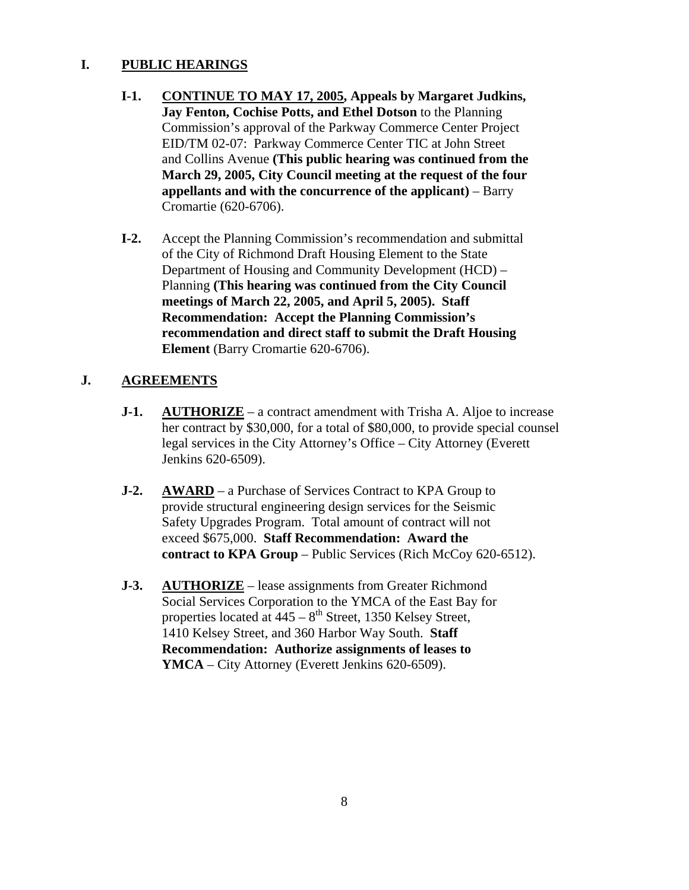## I. PUBLIC HEARINGS

**I-1.** **CONTINUE TO MAY 17, 2005, Appeals by Margaret Judkins, Jay Fenton, Cochise Potts, and Ethel Dotson** to the Planning Commission's approval of the Parkway Commerce Center Project EID/TM 02-07: Parkway Commerce Center TIC at John Street and Collins Avenue **(This public hearing was continued from the March 29, 2005, City Council meeting at the request of the four appellants and with the concurrence of the applicant)** – Barry Cromartie (620-6706).

**I-2.** Accept the Planning Commission's recommendation and submittal of the City of Richmond Draft Housing Element to the State Department of Housing and Community Development (HCD) – Planning **(This hearing was continued from the City Council meetings of March 22, 2005, and April 5, 2005). Staff Recommendation: Accept the Planning Commission's recommendation and direct staff to submit the Draft Housing Element** (Barry Cromartie 620-6706).

## J. AGREEMENTS

**J-1.** **AUTHORIZE** – a contract amendment with Trisha A. Aljoe to increase her contract by $30,000, for a total of $80,000, to provide special counsel legal services in the City Attorney's Office – City Attorney (Everett Jenkins 620-6509).

**J-2.** **AWARD** – a Purchase of Services Contract to KPA Group to provide structural engineering design services for the Seismic Safety Upgrades Program. Total amount of contract will not exceed $675,000. **Staff Recommendation: Award the contract to KPA Group** – Public Services (Rich McCoy 620-6512).

**J-3.** **AUTHORIZE** – lease assignments from Greater Richmond Social Services Corporation to the YMCA of the East Bay for properties located at 445 – 8th Street, 1350 Kelsey Street, 1410 Kelsey Street, and 360 Harbor Way South. **Staff Recommendation: Authorize assignments of leases to YMCA** – City Attorney (Everett Jenkins 620-6509).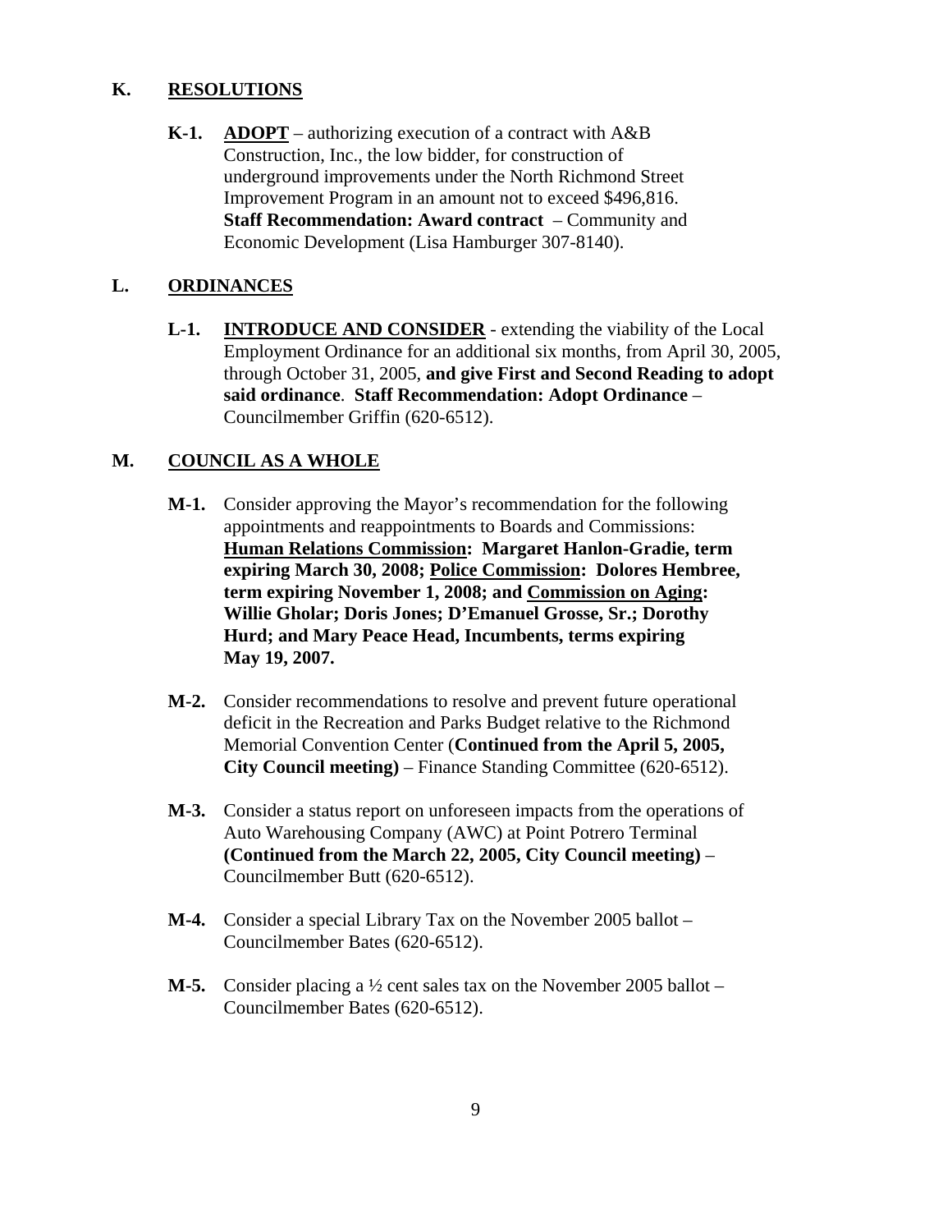## K. RESOLUTIONS

**K-1.** **ADOPT** – authorizing execution of a contract with A&B Construction, Inc., the low bidder, for construction of underground improvements under the North Richmond Street Improvement Program in an amount not to exceed $496,816. **Staff Recommendation: Award contract** – Community and Economic Development (Lisa Hamburger 307-8140).

## L. ORDINANCES

**L-1.** **INTRODUCE AND CONSIDER** - extending the viability of the Local Employment Ordinance for an additional six months, from April 30, 2005, through October 31, 2005, **and give First and Second Reading to adopt said ordinance**. **Staff Recommendation: Adopt Ordinance** – Councilmember Griffin (620-6512).

## M. COUNCIL AS A WHOLE

**M-1.** Consider approving the Mayor's recommendation for the following appointments and reappointments to Boards and Commissions: **Human Relations Commission: Margaret Hanlon-Gradie, term expiring March 30, 2008; Police Commission: Dolores Hembree, term expiring November 1, 2008; and Commission on Aging: Willie Gholar; Doris Jones; D'Emanuel Grosse, Sr.; Dorothy Hurd; and Mary Peace Head, Incumbents, terms expiring May 19, 2007.**

**M-2.** Consider recommendations to resolve and prevent future operational deficit in the Recreation and Parks Budget relative to the Richmond Memorial Convention Center (**Continued from the April 5, 2005, City Council meeting)** – Finance Standing Committee (620-6512).

**M-3.** Consider a status report on unforeseen impacts from the operations of Auto Warehousing Company (AWC) at Point Potrero Terminal **(Continued from the March 22, 2005, City Council meeting)** – Councilmember Butt (620-6512).

**M-4.** Consider a special Library Tax on the November 2005 ballot – Councilmember Bates (620-6512).

**M-5.** Consider placing a ½ cent sales tax on the November 2005 ballot – Councilmember Bates (620-6512).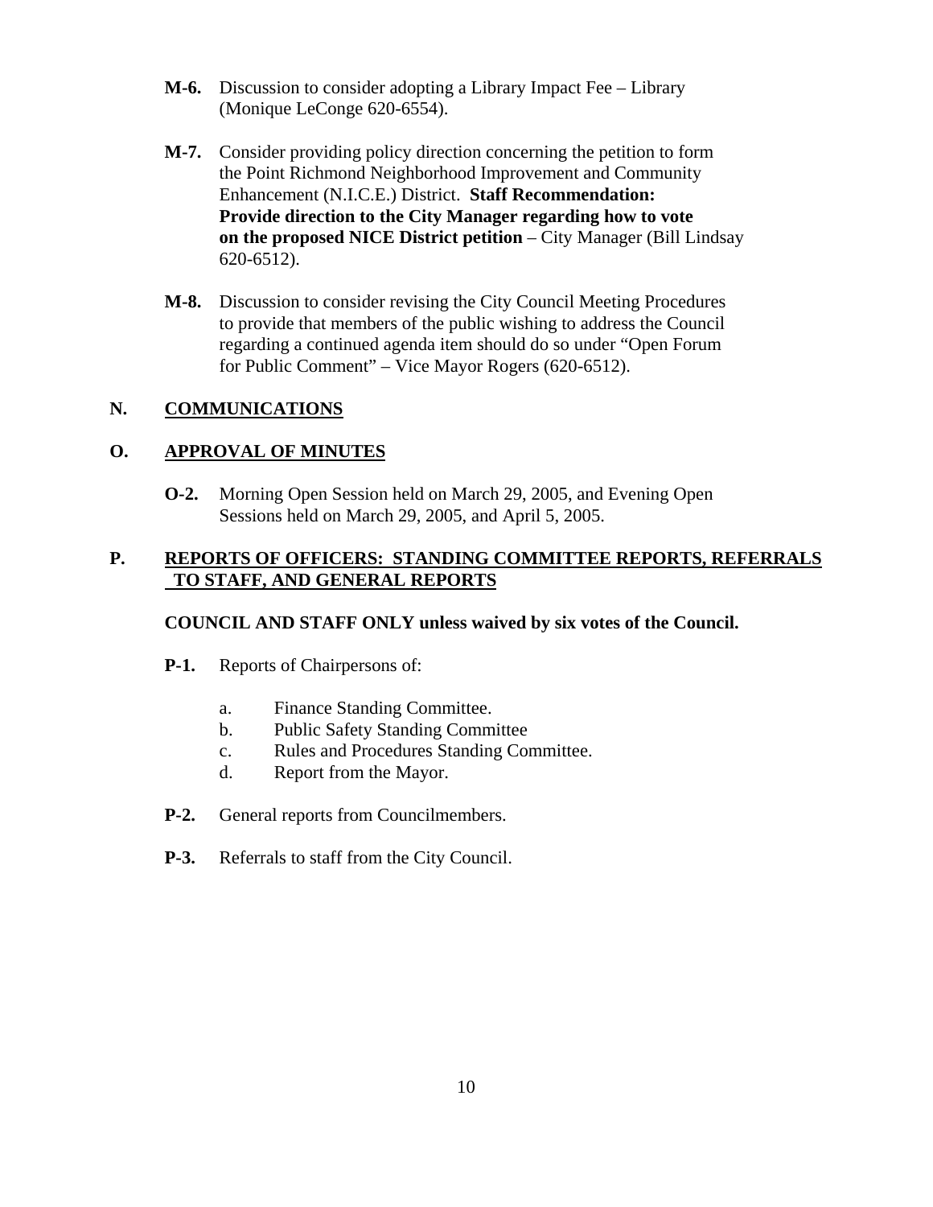**M-6.** Discussion to consider adopting a Library Impact Fee – Library (Monique LeConge 620-6554).

**M-7.** Consider providing policy direction concerning the petition to form the Point Richmond Neighborhood Improvement and Community Enhancement (N.I.C.E.) District. **Staff Recommendation: Provide direction to the City Manager regarding how to vote on the proposed NICE District petition** – City Manager (Bill Lindsay 620-6512).

**M-8.** Discussion to consider revising the City Council Meeting Procedures to provide that members of the public wishing to address the Council regarding a continued agenda item should do so under "Open Forum for Public Comment" – Vice Mayor Rogers (620-6512).

## N. COMMUNICATIONS

## O. APPROVAL OF MINUTES

**O-2.** Morning Open Session held on March 29, 2005, and Evening Open Sessions held on March 29, 2005, and April 5, 2005.

## P. REPORTS OF OFFICERS: STANDING COMMITTEE REPORTS, REFERRALS TO STAFF, AND GENERAL REPORTS

**COUNCIL AND STAFF ONLY unless waived by six votes of the Council.**

**P-1.** Reports of Chairpersons of:

a. Finance Standing Committee.
b. Public Safety Standing Committee
c. Rules and Procedures Standing Committee.
d. Report from the Mayor.

**P-2.** General reports from Councilmembers.

**P-3.** Referrals to staff from the City Council.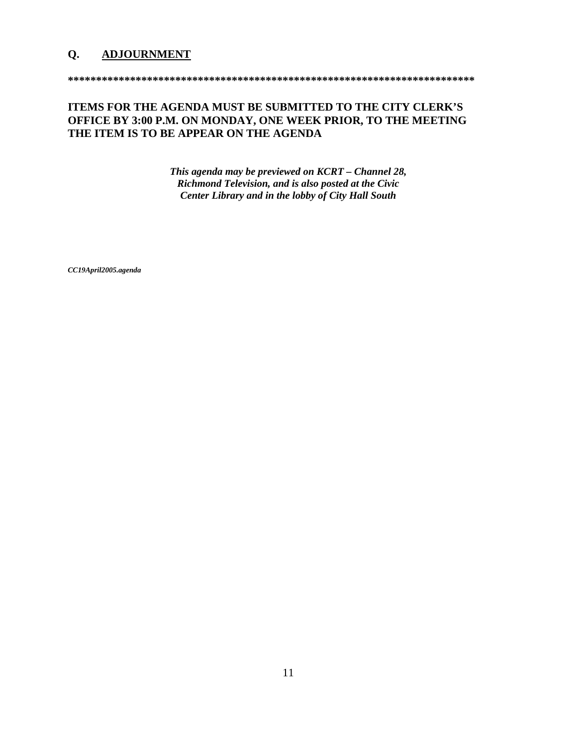## Q. <u>ADJOURNMENT</u>

**************************************************************************

**ITEMS FOR THE AGENDA MUST BE SUBMITTED TO THE CITY CLERK'S OFFICE BY 3:00 P.M. ON MONDAY, ONE WEEK PRIOR, TO THE MEETING THE ITEM IS TO BE APPEAR ON THE AGENDA**

***This agenda may be previewed on KCRT – Channel 28, Richmond Television, and is also posted at the Civic Center Library and in the lobby of City Hall South***

***CC19April2005.agenda***